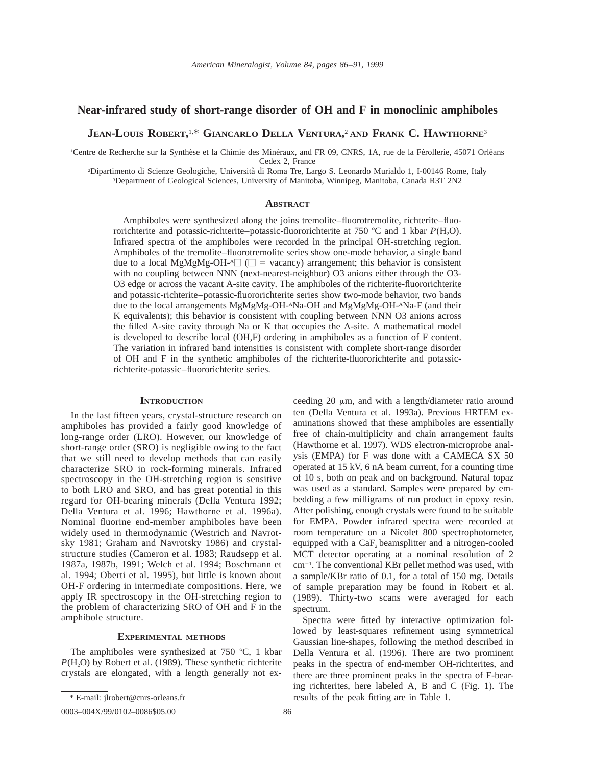# Near-infrared study of short-range disorder of OH and F in monoclinic amphiboles

**Jean-Louis Robert,[1,*] Giancarlo Della Ventura,[2] and Frank C. Hawthorne[3]**

[1]Centre de Recherche sur la Synthèse et la Chimie des Minéraux, and FR 09, CNRS, 1A, rue de la Férollerie, 45071 Orléans Cedex 2, France

[2]Dipartimento di Scienze Geologiche, Università di Roma Tre, Largo S. Leonardo Murialdo 1, I-00146 Rome, Italy

[3]Department of Geological Sciences, University of Manitoba, Winnipeg, Manitoba, Canada R3T 2N2

## Abstract

Amphiboles were synthesized along the joins tremolite–fluorotremolite, richterite–fluororichterite and potassic-richterite–potassic-fluororichterite at 750 °C and 1 kbar $P(H_2O)$. Infrared spectra of the amphiboles were recorded in the principal OH-stretching region. Amphiboles of the tremolite–fluorotremolite series show one-mode behavior, a single band due to a local MgMgMg-OH-$^A$□ (□ = vacancy) arrangement; this behavior is consistent with no coupling between NNN (next-nearest-neighbor) O3 anions either through the O3-O3 edge or across the vacant A-site cavity. The amphiboles of the richterite-fluororichterite and potassic-richterite–potassic-fluororichterite series show two-mode behavior, two bands due to the local arrangements MgMgMg-OH-$^A$Na-OH and MgMgMg-OH-$^A$Na-F (and their K equivalents); this behavior is consistent with coupling between NNN O3 anions across the filled A-site cavity through Na or K that occupies the A-site. A mathematical model is developed to describe local (OH,F) ordering in amphiboles as a function of F content. The variation in infrared band intensities is consistent with complete short-range disorder of OH and F in the synthetic amphiboles of the richterite-fluororichterite and potassic-richterite-potassic–fluororichterite series.

## Introduction

In the last fifteen years, crystal-structure research on amphiboles has provided a fairly good knowledge of long-range order (LRO). However, our knowledge of short-range order (SRO) is negligible owing to the fact that we still need to develop methods that can easily characterize SRO in rock-forming minerals. Infrared spectroscopy in the OH-stretching region is sensitive to both LRO and SRO, and has great potential in this regard for OH-bearing minerals (Della Ventura 1992; Della Ventura et al. 1996; Hawthorne et al. 1996a). Nominal fluorine end-member amphiboles have been widely used in thermodynamic (Westrich and Navrotsky 1981; Graham and Navrotsky 1986) and crystal-structure studies (Cameron et al. 1983; Raudsepp et al. 1987a, 1987b, 1991; Welch et al. 1994; Boschmann et al. 1994; Oberti et al. 1995), but little is known about OH-F ordering in intermediate compositions. Here, we apply IR spectroscopy in the OH-stretching region to the problem of characterizing SRO of OH and F in the amphibole structure.

## Experimental methods

The amphiboles were synthesized at 750 °C, 1 kbar $P(H_2O)$ by Robert et al. (1989). These synthetic richterite crystals are elongated, with a length generally not exceeding 20 μm, and with a length/diameter ratio around ten (Della Ventura et al. 1993a). Previous HRTEM examinations showed that these amphiboles are essentially free of chain-multiplicity and chain arrangement faults (Hawthorne et al. 1997). WDS electron-microprobe analysis (EMPA) for F was done with a CAMECA SX 50 operated at 15 kV, 6 nA beam current, for a counting time of 10 s, both on peak and on background. Natural topaz was used as a standard. Samples were prepared by embedding a few milligrams of run product in epoxy resin. After polishing, enough crystals were found to be suitable for EMPA. Powder infrared spectra were recorded at room temperature on a Nicolet 800 spectrophotometer, equipped with a $CaF_2$ beamsplitter and a nitrogen-cooled MCT detector operating at a nominal resolution of 2 $cm^{-1}$. The conventional KBr pellet method was used, with a sample/KBr ratio of 0.1, for a total of 150 mg. Details of sample preparation may be found in Robert et al. (1989). Thirty-two scans were averaged for each spectrum.

Spectra were fitted by interactive optimization followed by least-squares refinement using symmetrical Gaussian line-shapes, following the method described in Della Ventura et al. (1996). There are two prominent peaks in the spectra of end-member OH-richterites, and there are three prominent peaks in the spectra of F-bearing richterites, here labeled A, B and C (Fig. 1). The results of the peak fitting are in Table 1.

\* E-mail: jlrobert@cnrs-orleans.fr

0003–004X/99/0102–0086$05.00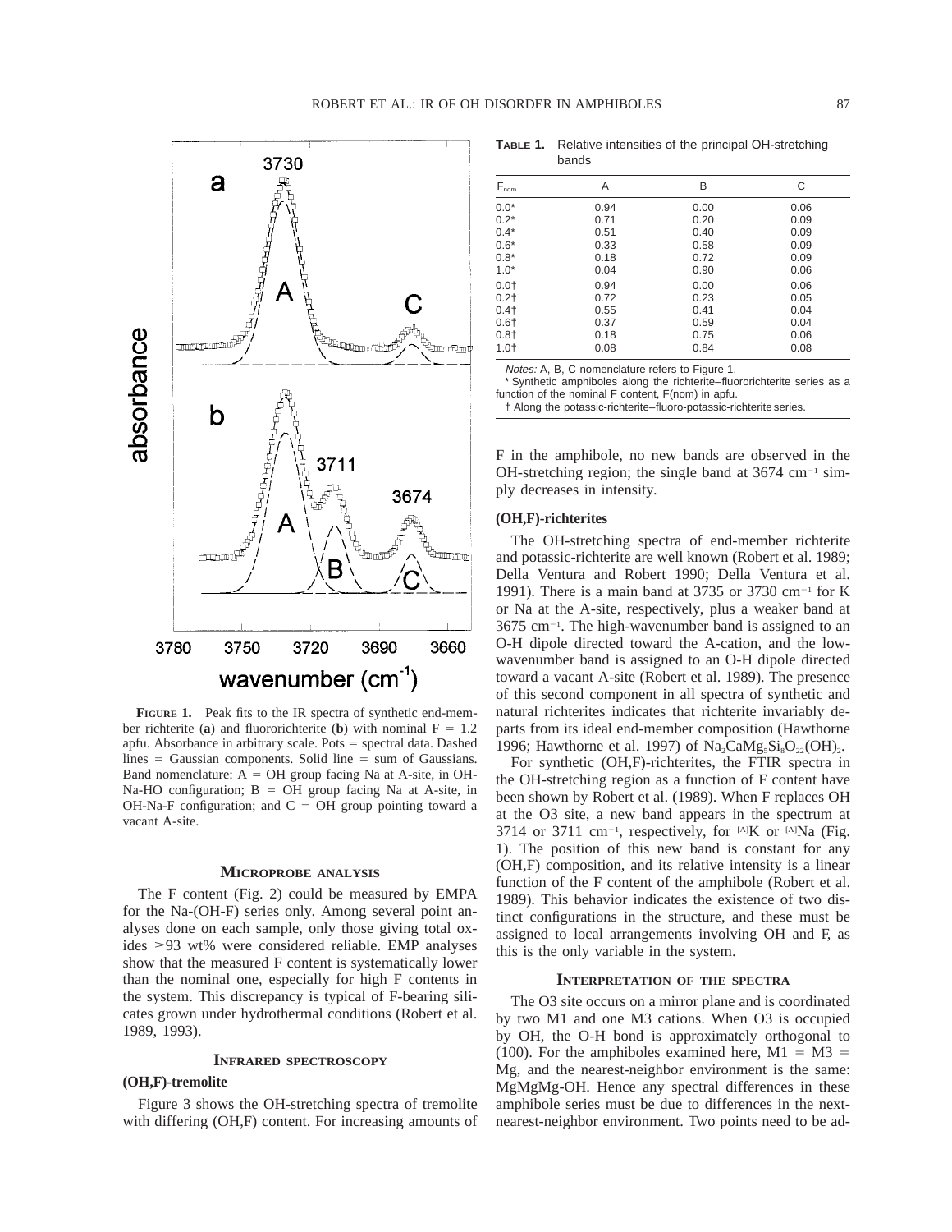**FIGURE 1.** Peak fits to the IR spectra of synthetic end-member richterite (**a**) and fluororichterite (**b**) with nominal F = 1.2 apfu. Absorbance in arbitrary scale. Pots = spectral data. Dashed lines = Gaussian components. Solid line = sum of Gaussians. Band nomenclature: A = OH group facing Na at A-site, in OH-Na-HO configuration; B = OH group facing Na at A-site, in OH-Na-F configuration; and C = OH group pointing toward a vacant A-site.

## MICROPROBE ANALYSIS

The F content (Fig. 2) could be measured by EMPA for the Na-(OH-F) series only. Among several point analyses done on each sample, only those giving total oxides ≥93 wt% were considered reliable. EMP analyses show that the measured F content is systematically lower than the nominal one, especially for high F contents in the system. This discrepancy is typical of F-bearing silicates grown under hydrothermal conditions (Robert et al. 1989, 1993).

## INFRARED SPECTROSCOPY

### (OH,F)-tremolite

Figure 3 shows the OH-stretching spectra of tremolite with differing (OH,F) content. For increasing amounts of F in the amphibole, no new bands are observed in the OH-stretching region; the single band at 3674 $cm^{-1}$ simply decreases in intensity.

**TABLE 1.** Relative intensities of the principal OH-stretching bands

| $F_{nom}$ | A | B | C |
|---|---|---|---|
| 0.0* | 0.94 | 0.00 | 0.06 |
| 0.2* | 0.71 | 0.20 | 0.09 |
| 0.4* | 0.51 | 0.40 | 0.09 |
| 0.6* | 0.33 | 0.58 | 0.09 |
| 0.8* | 0.18 | 0.72 | 0.09 |
| 1.0* | 0.04 | 0.90 | 0.06 |
| 0.0† | 0.94 | 0.00 | 0.06 |
| 0.2† | 0.72 | 0.23 | 0.05 |
| 0.4† | 0.55 | 0.41 | 0.04 |
| 0.6† | 0.37 | 0.59 | 0.04 |
| 0.8† | 0.18 | 0.75 | 0.06 |
| 1.0† | 0.08 | 0.84 | 0.08 |

*Notes:* A, B, C nomenclature refers to Figure 1.
* Synthetic amphiboles along the richterite–fluororichterite series as a function of the nominal F content, F(nom) in apfu.
† Along the potassic-richterite–fluoro-potassic-richterite series.

### (OH,F)-richterites

The OH-stretching spectra of end-member richterite and potassic-richterite are well known (Robert et al. 1989; Della Ventura and Robert 1990; Della Ventura et al. 1991). There is a main band at 3735 or 3730 $cm^{-1}$ for K or Na at the A-site, respectively, plus a weaker band at 3675 $cm^{-1}$. The high-wavenumber band is assigned to an O-H dipole directed toward the A-cation, and the low-wavenumber band is assigned to an O-H dipole directed toward a vacant A-site (Robert et al. 1989). The presence of this second component in all spectra of synthetic and natural richterites indicates that richterite invariably departs from its ideal end-member composition (Hawthorne 1996; Hawthorne et al. 1997) of $Na_2CaMg_5Si_8O_{22}(OH)_2$.

For synthetic (OH,F)-richterites, the FTIR spectra in the OH-stretching region as a function of F content have been shown by Robert et al. (1989). When F replaces OH at the O3 site, a new band appears in the spectrum at 3714 or 3711 $cm^{-1}$, respectively, for $^{[A]}K$ or $^{[A]}Na$ (Fig. 1). The position of this new band is constant for any (OH,F) composition, and its relative intensity is a linear function of the F content of the amphibole (Robert et al. 1989). This behavior indicates the existence of two distinct configurations in the structure, and these must be assigned to local arrangements involving OH and F, as this is the only variable in the system.

## INTERPRETATION OF THE SPECTRA

The O3 site occurs on a mirror plane and is coordinated by two M1 and one M3 cations. When O3 is occupied by OH, the O-H bond is approximately orthogonal to (100). For the amphiboles examined here, M1 = M3 = Mg, and the nearest-neighbor environment is the same: MgMgMg-OH. Hence any spectral differences in these amphibole series must be due to differences in the next-nearest-neighbor environment. Two points need to be ad-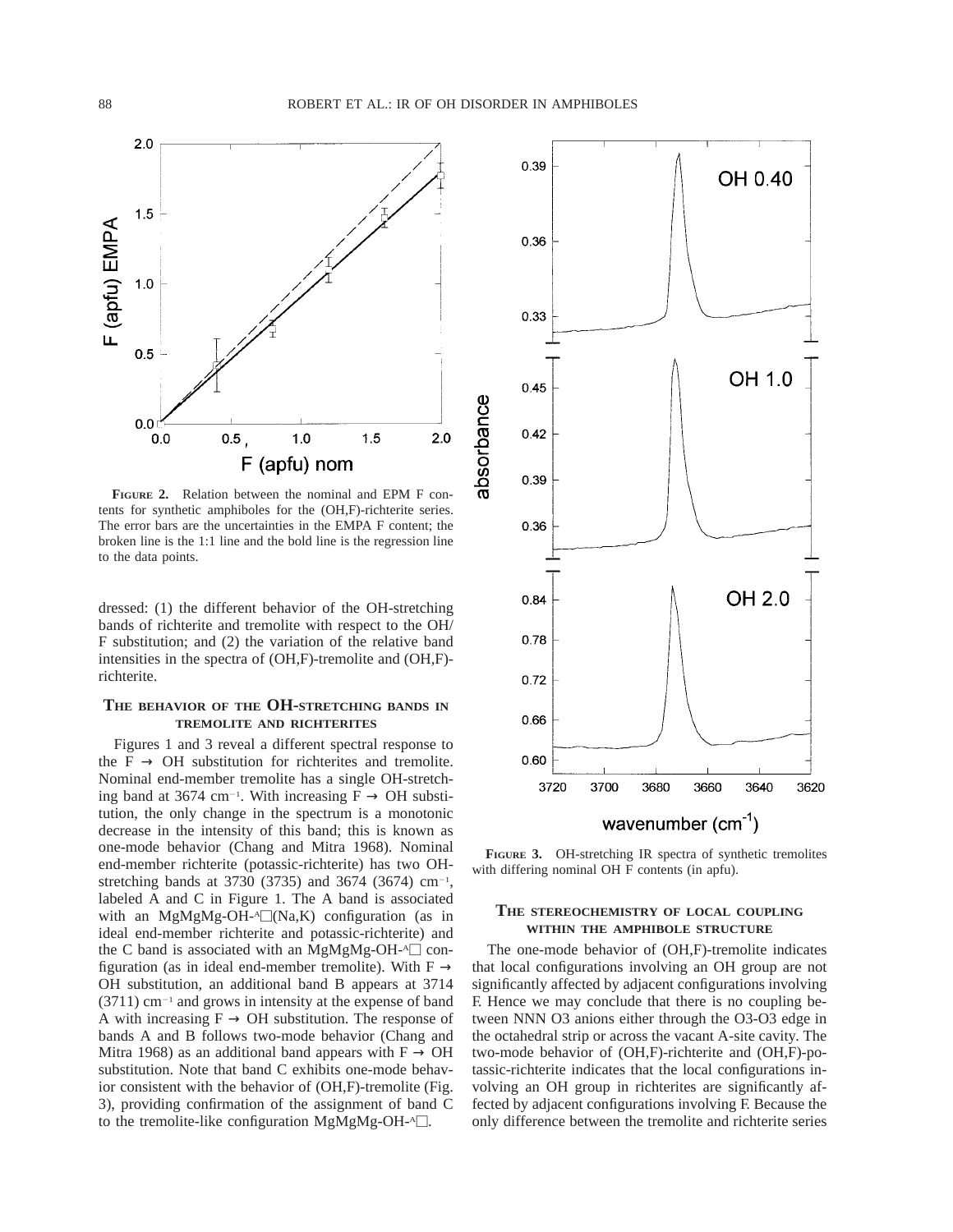FIGURE 2. Relation between the nominal and EPM F contents for synthetic amphiboles for the (OH,F)-richterite series. The error bars are the uncertainties in the EMPA F content; the broken line is the 1:1 line and the bold line is the regression line to the data points.

dressed: (1) the different behavior of the OH-stretching bands of richterite and tremolite with respect to the OH/F substitution; and (2) the variation of the relative band intensities in the spectra of (OH,F)-tremolite and (OH,F)-richterite.

## THE BEHAVIOR OF THE OH-STRETCHING BANDS IN TREMOLITE AND RICHTERITES

Figures 1 and 3 reveal a different spectral response to the F → OH substitution for richterites and tremolite. Nominal end-member tremolite has a single OH-stretching band at 3674 $cm^{-1}$. With increasing F → OH substitution, the only change in the spectrum is a monotonic decrease in the intensity of this band; this is known as one-mode behavior (Chang and Mitra 1968). Nominal end-member richterite (potassic-richterite) has two OH-stretching bands at 3730 (3735) and 3674 (3674) $cm^{-1}$, labeled A and C in Figure 1. The A band is associated with an MgMgMg-OH-$^{A}$□(Na,K) configuration (as in ideal end-member richterite and potassic-richterite) and the C band is associated with an MgMgMg-OH-$^{A}$□ configuration (as in ideal end-member tremolite). With F → OH substitution, an additional band B appears at 3714 (3711) $cm^{-1}$ and grows in intensity at the expense of band A with increasing F → OH substitution. The response of bands A and B follows two-mode behavior (Chang and Mitra 1968) as an additional band appears with F → OH substitution. Note that band C exhibits one-mode behavior consistent with the behavior of (OH,F)-tremolite (Fig. 3), providing confirmation of the assignment of band C to the tremolite-like configuration MgMgMg-OH-$^{A}$□.

FIGURE 3. OH-stretching IR spectra of synthetic tremolites with differing nominal OH F contents (in apfu).

## THE STEREOCHEMISTRY OF LOCAL COUPLING WITHIN THE AMPHIBOLE STRUCTURE

The one-mode behavior of (OH,F)-tremolite indicates that local configurations involving an OH group are not significantly affected by adjacent configurations involving F. Hence we may conclude that there is no coupling between NNN O3 anions either through the O3-O3 edge in the octahedral strip or across the vacant A-site cavity. The two-mode behavior of (OH,F)-richterite and (OH,F)-potassic-richterite indicates that the local configurations involving an OH group in richterites are significantly affected by adjacent configurations involving F. Because the only difference between the tremolite and richterite series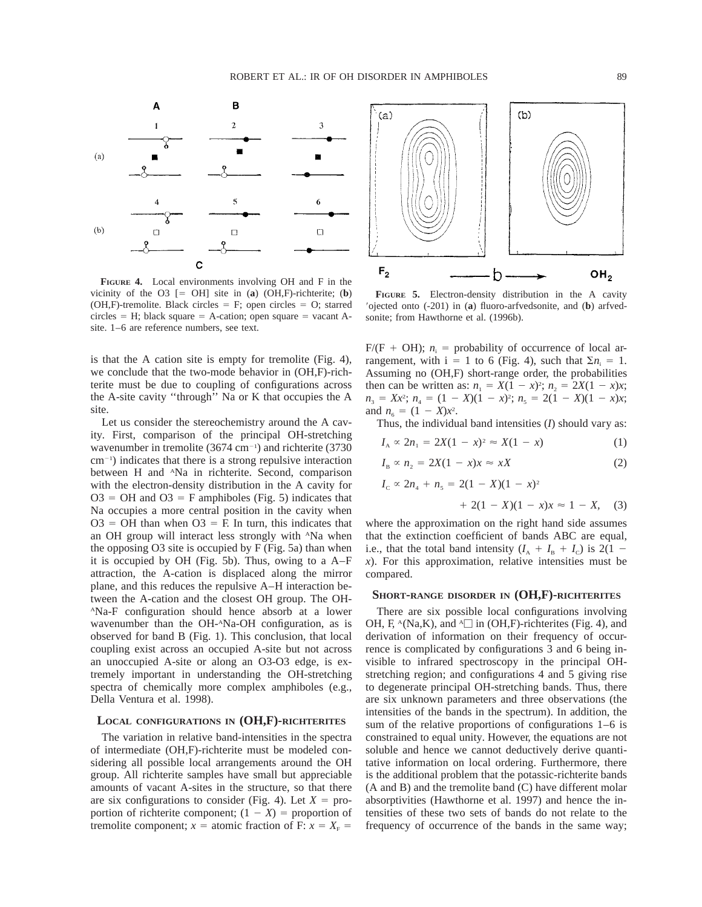**FIGURE 4.** Local environments involving OH and F in the vicinity of the O3 [= OH] site in (**a**) (OH,F)-richterite; (**b**) (OH,F)-tremolite. Black circles = F; open circles = O; starred circles = H; black square = A-cation; open square = vacant A-site. 1–6 are reference numbers, see text.

**FIGURE 5.** Electron-density distribution in the A cavity ′ojected onto (-201) in (**a**) fluoro-arfvedsonite, and (**b**) arfvedsonite; from Hawthorne et al. (1996b).

is that the A cation site is empty for tremolite (Fig. 4), we conclude that the two-mode behavior in (OH,F)-richterite must be due to coupling of configurations across the A-site cavity ''through'' Na or K that occupies the A site.

Let us consider the stereochemistry around the A cavity. First, comparison of the principal OH-stretching wavenumber in tremolite (3674 $cm^{-1}$) and richterite (3730 $cm^{-1}$) indicates that there is a strong repulsive interaction between H and $^{A}Na$ in richterite. Second, comparison with the electron-density distribution in the A cavity for O3 = OH and O3 = F amphiboles (Fig. 5) indicates that Na occupies a more central position in the cavity when O3 = OH than when O3 = F. In turn, this indicates that an OH group will interact less strongly with $^{A}Na$ when the opposing O3 site is occupied by F (Fig. 5a) than when it is occupied by OH (Fig. 5b). Thus, owing to a A–F attraction, the A-cation is displaced along the mirror plane, and this reduces the repulsive A–H interaction between the A-cation and the closest OH group. The OH-$^{A}Na$-F configuration should hence absorb at a lower wavenumber than the OH-$^{A}Na$-OH configuration, as is observed for band B (Fig. 1). This conclusion, that local coupling exist across an occupied A-site but not across an unoccupied A-site or along an O3-O3 edge, is extremely important in understanding the OH-stretching spectra of chemically more complex amphiboles (e.g., Della Ventura et al. 1998).

## LOCAL CONFIGURATIONS IN (OH,F)-RICHTERITES

The variation in relative band-intensities in the spectra of intermediate (OH,F)-richterite must be modeled considering all possible local arrangements around the OH group. All richterite samples have small but appreciable amounts of vacant A-sites in the structure, so that there are six configurations to consider (Fig. 4). Let $X$ = proportion of richterite component; $(1 - X)$ = proportion of tremolite component; $x$ = atomic fraction of F: $x = X_F$ = F/(F + OH); $n_i$ = probability of occurrence of local arrangement, with i = 1 to 6 (Fig. 4), such that $\Sigma n_i = 1$. Assuming no (OH,F) short-range order, the probabilities then can be written as: $n_1 = X(1 - x)^2$; $n_2 = 2X(1 - x)x$; $n_3 = Xx^2$; $n_4 = (1 - X)(1 - x)^2$; $n_5 = 2(1 - X)(1 - x)x$; and $n_6 = (1 - X)x^2$.

Thus, the individual band intensities ($I$) should vary as:

$$I_A \propto 2n_1 = 2X(1 - x)^2 \approx X(1 - x) \quad (1)$$

$$I_B \propto n_2 = 2X(1 - x)x \approx xX \quad (2)$$

$$I_C \propto 2n_4 + n_5 = 2(1 - X)(1 - x)^2 + 2(1 - X)(1 - x)x \approx 1 - X, \quad (3)$$

where the approximation on the right hand side assumes that the extinction coefficient of bands ABC are equal, i.e., that the total band intensity ($I_A + I_B + I_C$) is $2(1 - x)$. For this approximation, relative intensities must be compared.

## SHORT-RANGE DISORDER IN (OH,F)-RICHTERITES

There are six possible local configurations involving OH, F, $^{A}$(Na,K), and $^{A}\square$ in (OH,F)-richterites (Fig. 4), and derivation of information on their frequency of occurrence is complicated by configurations 3 and 6 being invisible to infrared spectroscopy in the principal OH-stretching region; and configurations 4 and 5 giving rise to degenerate principal OH-stretching bands. Thus, there are six unknown parameters and three observations (the intensities of the bands in the spectrum). In addition, the sum of the relative proportions of configurations 1–6 is constrained to equal unity. However, the equations are not soluble and hence we cannot deductively derive quantitative information on local ordering. Furthermore, there is the additional problem that the potassic-richterite bands (A and B) and the tremolite band (C) have different molar absorptivities (Hawthorne et al. 1997) and hence the intensities of these two sets of bands do not relate to the frequency of occurrence of the bands in the same way;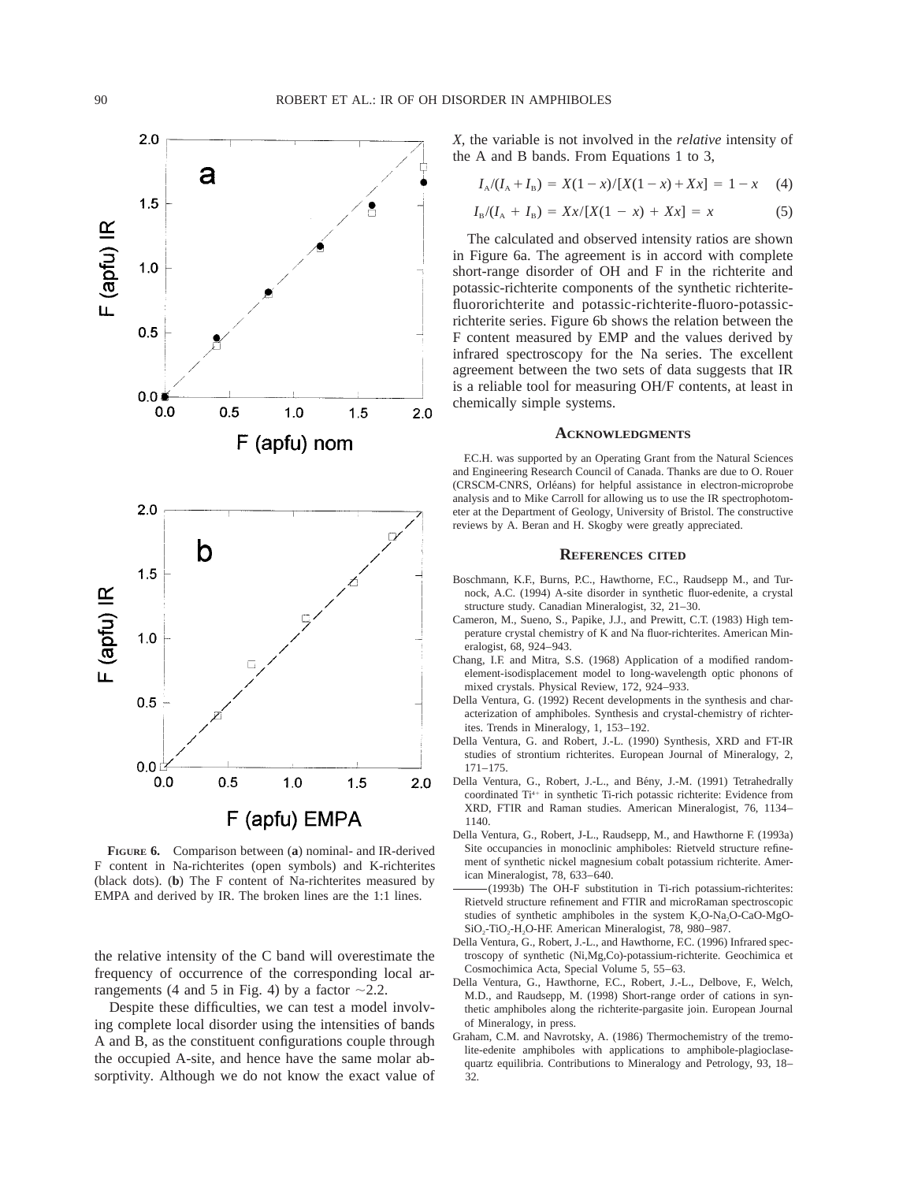**FIGURE 6.** Comparison between (**a**) nominal- and IR-derived F content in Na-richterites (open symbols) and K-richterites (black dots). (**b**) The F content of Na-richterites measured by EMPA and derived by IR. The broken lines are the 1:1 lines.

the relative intensity of the C band will overestimate the frequency of occurrence of the corresponding local arrangements (4 and 5 in Fig. 4) by a factor ~2.2.

Despite these difficulties, we can test a model involving complete local disorder using the intensities of bands A and B, as the constituent configurations couple through the occupied A-site, and hence have the same molar absorptivity. Although we do not know the exact value of $X$, the variable is not involved in the *relative* intensity of the A and B bands. From Equations 1 to 3,

$$I_A/(I_A + I_B) = X(1 - x)/[X(1 - x) + Xx] = 1 - x \quad (4)$$

$$I_B/(I_A + I_B) = Xx/[X(1 - x) + Xx] = x \quad (5)$$

The calculated and observed intensity ratios are shown in Figure 6a. The agreement is in accord with complete short-range disorder of OH and F in the richterite and potassic-richterite components of the synthetic richterite-fluororichterite and potassic-richterite-fluoro-potassic-richterite series. Figure 6b shows the relation between the F content measured by EMP and the values derived by infrared spectroscopy for the Na series. The excellent agreement between the two sets of data suggests that IR is a reliable tool for measuring OH/F contents, at least in chemically simple systems.

## ACKNOWLEDGMENTS

F.C.H. was supported by an Operating Grant from the Natural Sciences and Engineering Research Council of Canada. Thanks are due to O. Rouer (CRSCM-CNRS, Orléans) for helpful assistance in electron-microprobe analysis and to Mike Carroll for allowing us to use the IR spectrophotometer at the Department of Geology, University of Bristol. The constructive reviews by A. Beran and H. Skogby were greatly appreciated.

## REFERENCES CITED

Boschmann, K.F., Burns, P.C., Hawthorne, F.C., Raudsepp M., and Turnock, A.C. (1994) A-site disorder in synthetic fluor-edenite, a crystal structure study. Canadian Mineralogist, 32, 21–30.

Cameron, M., Sueno, S., Papike, J.J., and Prewitt, C.T. (1983) High temperature crystal chemistry of K and Na fluor-richterites. American Mineralogist, 68, 924–943.

Chang, I.F. and Mitra, S.S. (1968) Application of a modified random-element-isodisplacement model to long-wavelength optic phonons of mixed crystals. Physical Review, 172, 924–933.

Della Ventura, G. (1992) Recent developments in the synthesis and characterization of amphiboles. Synthesis and crystal-chemistry of richterites. Trends in Mineralogy, 1, 153–192.

Della Ventura, G. and Robert, J.-L. (1990) Synthesis, XRD and FT-IR studies of strontium richterites. European Journal of Mineralogy, 2, 171–175.

Della Ventura, G., Robert, J.-L., and Bény, J.-M. (1991) Tetrahedrally coordinated $Ti^{4+}$ in synthetic Ti-rich potassic richterite: Evidence from XRD, FTIR and Raman studies. American Mineralogist, 76, 1134–1140.

Della Ventura, G., Robert, J-L., Raudsepp, M., and Hawthorne F. (1993a) Site occupancies in monoclinic amphiboles: Rietveld structure refinement of synthetic nickel magnesium cobalt potassium richterite. American Mineralogist, 78, 633–640.

——— (1993b) The OH-F substitution in Ti-rich potassium-richterites: Rietveld structure refinement and FTIR and microRaman spectroscopic studies of synthetic amphiboles in the system $K_2O$-$Na_2O$-CaO-MgO-$SiO_2$-$TiO_2$-$H_2O$-HF. American Mineralogist, 78, 980–987.

Della Ventura, G., Robert, J.-L., and Hawthorne, F.C. (1996) Infrared spectroscopy of synthetic (Ni,Mg,Co)-potassium-richterite. Geochimica et Cosmochimica Acta, Special Volume 5, 55–63.

Della Ventura, G., Hawthorne, F.C., Robert, J.-L., Delbove, F., Welch, M.D., and Raudsepp, M. (1998) Short-range order of cations in synthetic amphiboles along the richterite-pargasite join. European Journal of Mineralogy, in press.

Graham, C.M. and Navrotsky, A. (1986) Thermochemistry of the tremolite-edenite amphiboles with applications to amphibole-plagioclase-quartz equilibria. Contributions to Mineralogy and Petrology, 93, 18–32.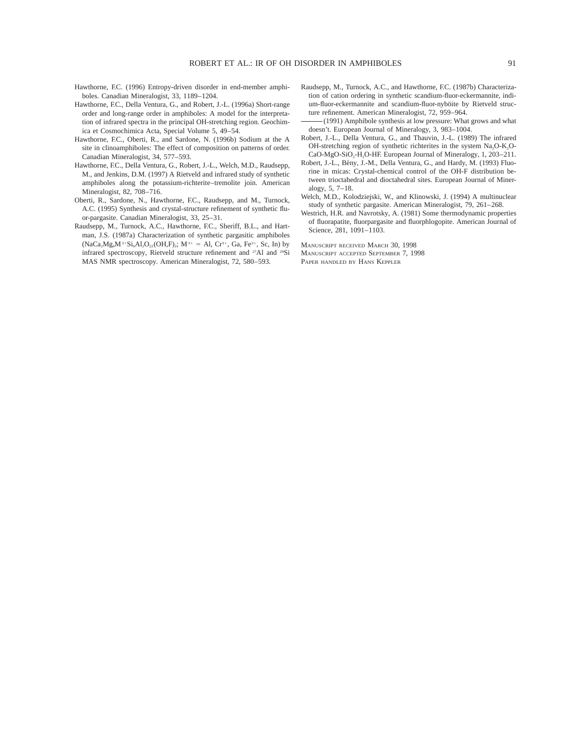Hawthorne, F.C. (1996) Entropy-driven disorder in end-member amphiboles. Canadian Mineralogist, 33, 1189–1204.

Hawthorne, F.C., Della Ventura, G., and Robert, J.-L. (1996a) Short-range order and long-range order in amphiboles: A model for the interpretation of infrared spectra in the principal OH-stretching region. Geochimica et Cosmochimica Acta, Special Volume 5, 49–54.

Hawthorne, F.C., Oberti, R., and Sardone, N. (1996b) Sodium at the A site in clinoamphiboles: The effect of composition on patterns of order. Canadian Mineralogist, 34, 577–593.

Hawthorne, F.C., Della Ventura, G., Robert, J.-L., Welch, M.D., Raudsepp, M., and Jenkins, D.M. (1997) A Rietveld and infrared study of synthetic amphiboles along the potassium-richterite–tremolite join. American Mineralogist, 82, 708–716.

Oberti, R., Sardone, N., Hawthorne, F.C., Raudsepp, and M., Turnock, A.C. (1995) Synthesis and crystal-structure refinement of synthetic fluor-pargasite. Canadian Mineralogist, 33, 25–31.

Raudsepp, M., Turnock, A.C., Hawthorne, F.C., Sheriff, B.L., and Hartman, J.S. (1987a) Characterization of synthetic pargasitic amphiboles ($NaCa_2Mg_4M^{3+}Si_6Al_2O_{22}(OH,F)_2$; $M^{3+}$ = Al, $Cr^{3+}$, Ga, $Fe^{3+}$, Sc, In) by infrared spectroscopy, Rietveld structure refinement and $^{27}$Al and $^{29}$Si MAS NMR spectroscopy. American Mineralogist, 72, 580–593.

Raudsepp, M., Turnock, A.C., and Hawthorne, F.C. (1987b) Characterization of cation ordering in synthetic scandium-fluor-eckermannite, indium-fluor-eckermannite and scandium-fluor-nyböite by Rietveld structure refinement. American Mineralogist, 72, 959–964.

——— (1991) Amphibole synthesis at low pressure: What grows and what doesn't. European Journal of Mineralogy, 3, 983–1004.

Robert, J.-L., Della Ventura, G., and Thauvin, J.-L. (1989) The infrared OH-stretching region of synthetic richterites in the system $Na_2O$-$K_2O$-CaO-MgO-$SiO_2$-$H_2O$-HF. European Journal of Mineralogy, 1, 203–211.

Robert, J.-L., Bény, J.-M., Della Ventura, G., and Hardy, M. (1993) Fluorine in micas: Crystal-chemical control of the OH-F distribution between trioctahedral and dioctahedral sites. European Journal of Mineralogy, 5, 7–18.

Welch, M.D., Kolodziejski, W., and Klinowski, J. (1994) A multinuclear study of synthetic pargasite. American Mineralogist, 79, 261–268.

Westrich, H.R. and Navrotsky, A. (1981) Some thermodynamic properties of fluorapatite, fluorpargasite and fluorphlogopite. American Journal of Science, 281, 1091–1103.

Manuscript received March 30, 1998
Manuscript accepted September 7, 1998
Paper handled by Hans Keppler